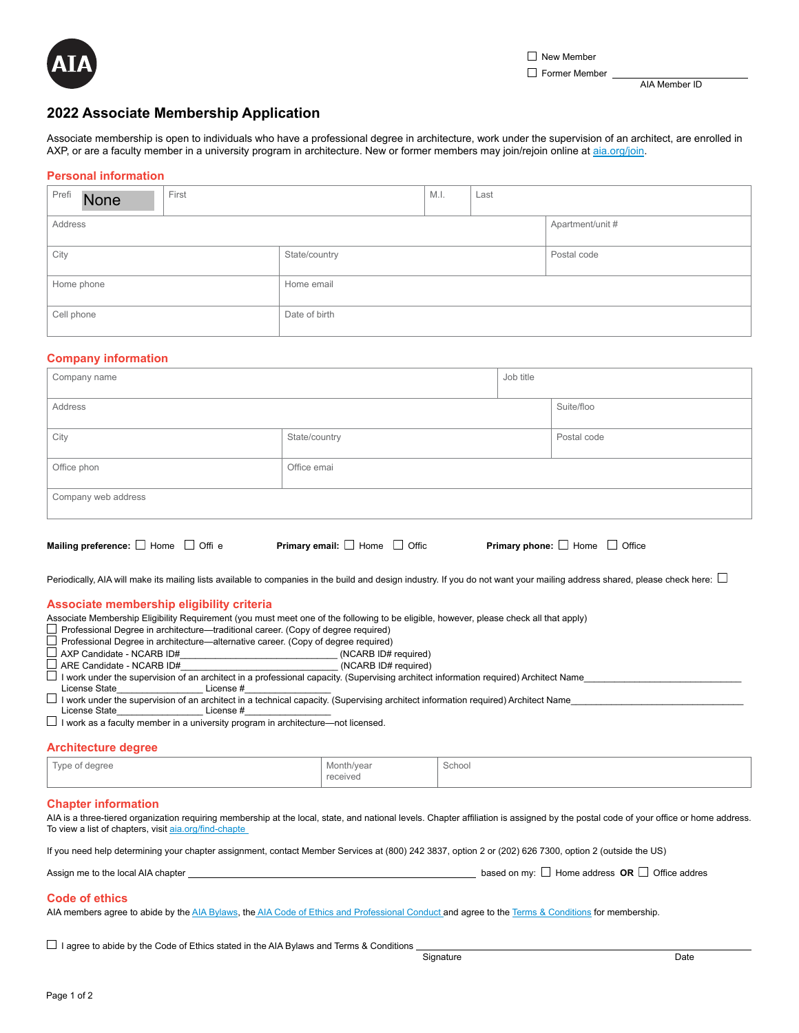AIA

☐ New Member
☐ Former Member ____________________ AIA Member ID

# 2022 Associate Membership Application

Associate membership is open to individuals who have a professional degree in architecture, work under the supervision of an architect, are enrolled in AXP, or are a faculty member in a university program in architecture. New or former members may join/rejoin online at aia.org/join.

## Personal information

| Prefi None | First | M.I. | Last |
|---|---|---|---|
| Address | | | Apartment/unit # |
| City | State/country | | Postal code |
| Home phone | Home email | | |
| Cell phone | Date of birth | | |

## Company information

| Company name | | Job title |
|---|---|---|
| Address | | Suite/floo |
| City | State/country | Postal code |
| Office phon | Office emai | |
| Company web address | | |

**Mailing preference:** ☐ Home ☐ Offi e **Primary email:** ☐ Home ☐ Offic **Primary phone:** ☐ Home ☐ Office

Periodically, AIA will make its mailing lists available to companies in the build and design industry. If you do not want your mailing address shared, please check here: ☐

## Associate membership eligibility criteria

Associate Membership Eligibility Requirement (you must meet one of the following to be eligible, however, please check all that apply)

☐ Professional Degree in architecture—traditional career. (Copy of degree required)
☐ Professional Degree in architecture—alternative career. (Copy of degree required)
☐ AXP Candidate - NCARB ID#____________________________ (NCARB ID# required)
☐ ARE Candidate - NCARB ID#____________________________ (NCARB ID# required)
☐ I work under the supervision of an architect in a professional capacity. (Supervising architect information required) Architect Name______________________________ License State________________ License #________________
☐ I work under the supervision of an architect in a technical capacity. (Supervising architect information required) Architect Name______________________________ License State________________ License #________________
☐ I work as a faculty member in a university program in architecture—not licensed.

## Architecture degree

| Type of degree | Month/year received | School |
|---|---|---|
| | | |

## Chapter information

AIA is a three-tiered organization requiring membership at the local, state, and national levels. Chapter affiliation is assigned by the postal code of your office or home address. To view a list of chapters, visit aia.org/find-chapte

If you need help determining your chapter assignment, contact Member Services at (800) 242 3837, option 2 or (202) 626 7300, option 2 (outside the US)

Assign me to the local AIA chapter ______________________________ based on my: ☐ Home address **OR** ☐ Office addres

## Code of ethics

AIA members agree to abide by the AIA Bylaws, the AIA Code of Ethics and Professional Conduct and agree to the Terms & Conditions for membership.

☐ I agree to abide by the Code of Ethics stated in the AIA Bylaws and Terms & Conditions ______________________________

Signature Date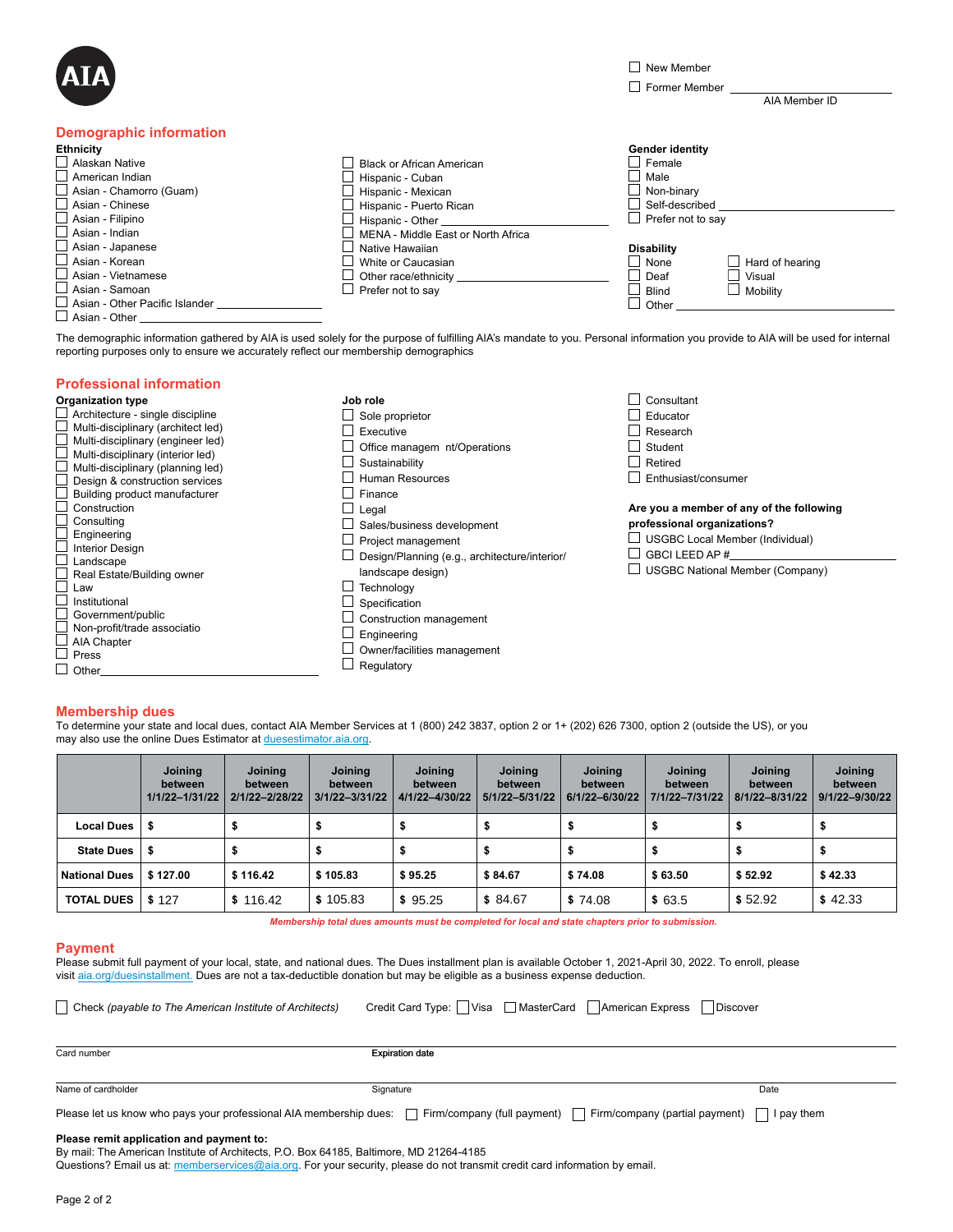AIA

- ☐ New Member
- ☐ Former Member ____________________ AIA Member ID

## Demographic information

**Ethnicity**

- ☐ Alaskan Native
- ☐ American Indian
- ☐ Asian - Chamorro (Guam)
- ☐ Asian - Chinese
- ☐ Asian - Filipino
- ☐ Asian - Indian
- ☐ Asian - Japanese
- ☐ Asian - Korean
- ☐ Asian - Vietnamese
- ☐ Asian - Samoan
- ☐ Asian - Other Pacific Islander ____________________
- ☐ Asian - Other ____________________
- ☐ Black or African American
- ☐ Hispanic - Cuban
- ☐ Hispanic - Mexican
- ☐ Hispanic - Puerto Rican
- ☐ Hispanic - Other ____________________
- ☐ MENA - Middle East or North Africa
- ☐ Native Hawaiian
- ☐ White or Caucasian
- ☐ Other race/ethnicity ____________________
- ☐ Prefer not to say

**Gender identity**

- ☐ Female
- ☐ Male
- ☐ Non-binary
- ☐ Self-described ____________________
- ☐ Prefer not to say

**Disability**

- ☐ None
- ☐ Deaf
- ☐ Blind
- ☐ Other ____________________
- ☐ Hard of hearing
- ☐ Visual
- ☐ Mobility

The demographic information gathered by AIA is used solely for the purpose of fulfilling AIA's mandate to you. Personal information you provide to AIA will be used for internal reporting purposes only to ensure we accurately reflect our membership demographics

## Professional information

**Organization type**

- ☐ Architecture - single discipline
- ☐ Multi-disciplinary (architect led)
- ☐ Multi-disciplinary (engineer led)
- ☐ Multi-disciplinary (interior led)
- ☐ Multi-disciplinary (planning led)
- ☐ Design & construction services
- ☐ Building product manufacturer
- ☐ Construction
- ☐ Consulting
- ☐ Engineering
- ☐ Interior Design
- ☐ Landscape
- ☐ Real Estate/Building owner
- ☐ Law
- ☐ Institutional
- ☐ Government/public
- ☐ Non-profit/trade associatio
- ☐ AIA Chapter
- ☐ Press
- ☐ Other ____________________

**Job role**

- ☐ Sole proprietor
- ☐ Executive
- ☐ Office managem nt/Operations
- ☐ Sustainability
- ☐ Human Resources
- ☐ Finance
- ☐ Legal
- ☐ Sales/business development
- ☐ Project management
- ☐ Design/Planning (e.g., architecture/interior/ landscape design)
- ☐ Technology
- ☐ Specification
- ☐ Construction management
- ☐ Engineering
- ☐ Owner/facilities management
- ☐ Regulatory
- ☐ Consultant
- ☐ Educator
- ☐ Research
- ☐ Student
- ☐ Retired
- ☐ Enthusiast/consumer

**Are you a member of any of the following professional organizations?**

- ☐ USGBC Local Member (Individual)
- ☐ GBCI LEED AP # ____________________
- ☐ USGBC National Member (Company)

## Membership dues

To determine your state and local dues, contact AIA Member Services at 1 (800) 242 3837, option 2 or 1+ (202) 626 7300, option 2 (outside the US), or you may also use the online Dues Estimator at duesestimator.aia.org.

| | Joining between 1/1/22–1/31/22 | Joining between 2/1/22–2/28/22 | Joining between 3/1/22–3/31/22 | Joining between 4/1/22–4/30/22 | Joining between 5/1/22–5/31/22 | Joining between 6/1/22–6/30/22 | Joining between 7/1/22–7/31/22 | Joining between 8/1/22–8/31/22 | Joining between 9/1/22–9/30/22 |
|---|---|---|---|---|---|---|---|---|---|
| **Local Dues** | $ | $ | $ | $ | $ | $ | $ | $ | $ |
| **State Dues** | $ | $ | $ | $ | $ | $ | $ | $ | $ |
| **National Dues** | $ 127.00 | $ 116.42 | $ 105.83 | $ 95.25 | $ 84.67 | $ 74.08 | $ 63.50 | $ 52.92 | $ 42.33 |
| **TOTAL DUES** | $ 127 | $ 116.42 | $ 105.83 | $ 95.25 | $ 84.67 | $ 74.08 | $ 63.5 | $ 52.92 | $ 42.33 |

*Membership total dues amounts must be completed for local and state chapters prior to submission.*

## Payment

Please submit full payment of your local, state, and national dues. The Dues installment plan is available October 1, 2021-April 30, 2022. To enroll, please visit aia.org/duesinstallment. Dues are not a tax-deductible donation but may be eligible as a business expense deduction.

☐ Check *(payable to The American Institute of Architects)* Credit Card Type: ☐ Visa ☐ MasterCard ☐ American Express ☐ Discover

Card number ____________________ **Expiration date** ____________________

Name of cardholder ____________________ Signature ____________________ Date ____________________

Please let us know who pays your professional AIA membership dues: ☐ Firm/company (full payment) ☐ Firm/company (partial payment) ☐ I pay them

**Please remit application and payment to:**

By mail: The American Institute of Architects, P.O. Box 64185, Baltimore, MD 21264-4185

Questions? Email us at: memberservices@aia.org. For your security, please do not transmit credit card information by email.